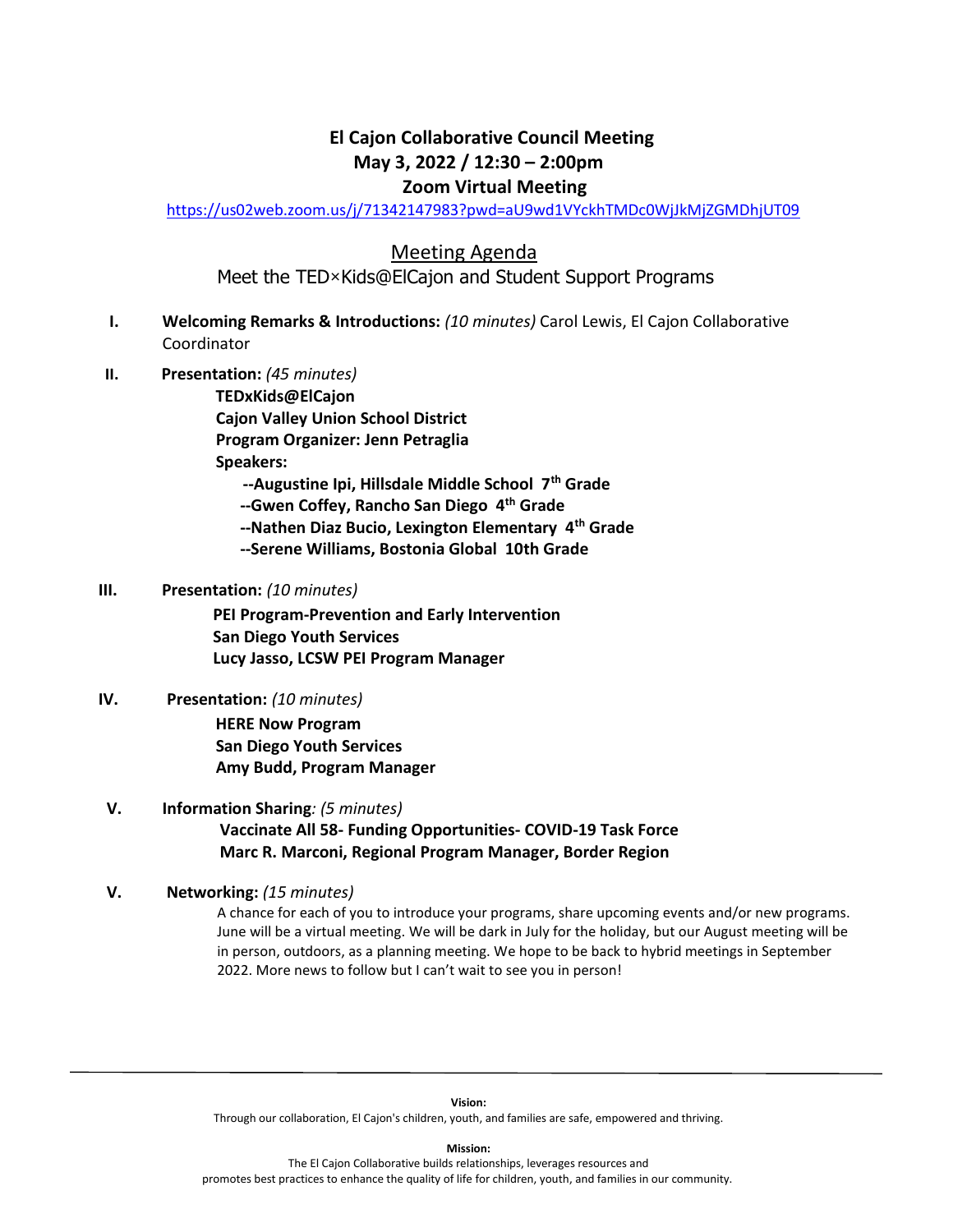# El Cajon Collaborative Council Meeting
## May 3, 2022 / 12:30 – 2:00pm
## Zoom Virtual Meeting

https://us02web.zoom.us/j/71342147983?pwd=aU9wd1VYckhTMDc0WjJkMjZGMDhjUT09

## Meeting Agenda

Meet the TED×Kids@ElCajon and Student Support Programs

I. **Welcoming Remarks & Introductions:** *(10 minutes)* Carol Lewis, El Cajon Collaborative Coordinator

II. **Presentation:** *(45 minutes)*

**TEDxKids@ElCajon**
**Cajon Valley Union School District**
**Program Organizer: Jenn Petraglia**
**Speakers:**
**--Augustine Ipi, Hillsdale Middle School 7th Grade**
**--Gwen Coffey, Rancho San Diego 4th Grade**
**--Nathen Diaz Bucio, Lexington Elementary 4th Grade**
**--Serene Williams, Bostonia Global 10th Grade**

III. **Presentation:** *(10 minutes)*

**PEI Program-Prevention and Early Intervention**
**San Diego Youth Services**
**Lucy Jasso, LCSW PEI Program Manager**

IV. **Presentation:** *(10 minutes)*

**HERE Now Program**
**San Diego Youth Services**
**Amy Budd, Program Manager**

V. **Information Sharing***: (5 minutes)*

**Vaccinate All 58- Funding Opportunities- COVID-19 Task Force**
**Marc R. Marconi, Regional Program Manager, Border Region**

V. **Networking:** *(15 minutes)*

A chance for each of you to introduce your programs, share upcoming events and/or new programs. June will be a virtual meeting. We will be dark in July for the holiday, but our August meeting will be in person, outdoors, as a planning meeting. We hope to be back to hybrid meetings in September 2022. More news to follow but I can't wait to see you in person!

---

**Vision:**
Through our collaboration, El Cajon's children, youth, and families are safe, empowered and thriving.

**Mission:**
The El Cajon Collaborative builds relationships, leverages resources and promotes best practices to enhance the quality of life for children, youth, and families in our community.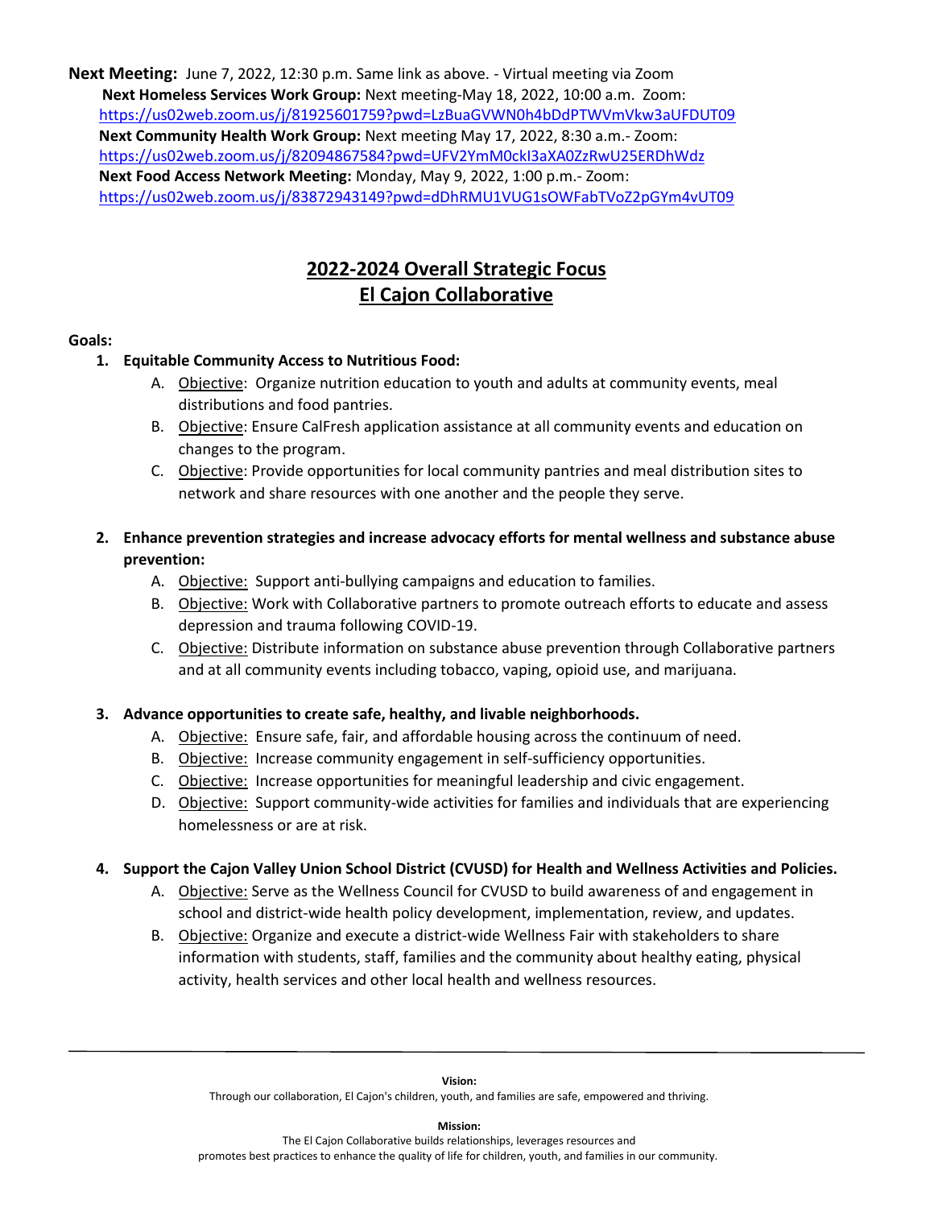**Next Meeting:** June 7, 2022, 12:30 p.m. Same link as above. - Virtual meeting via Zoom

**Next Homeless Services Work Group:** Next meeting-May 18, 2022, 10:00 a.m. Zoom: https://us02web.zoom.us/j/81925601759?pwd=LzBuaGVWN0h4bDdPTWVmVkw3aUFDUT09

**Next Community Health Work Group:** Next meeting May 17, 2022, 8:30 a.m.- Zoom: https://us02web.zoom.us/j/82094867584?pwd=UFV2YmM0ckI3aXA0ZzRwU25ERDhWdz

**Next Food Access Network Meeting:** Monday, May 9, 2022, 1:00 p.m.- Zoom: https://us02web.zoom.us/j/83872943149?pwd=dDhRMU1VUG1sOWFabTVoZ2pGYm4vUT09

# 2022-2024 Overall Strategic Focus
# El Cajon Collaborative

**Goals:**

1. **Equitable Community Access to Nutritious Food:**
   - A. Objective: Organize nutrition education to youth and adults at community events, meal distributions and food pantries.
   - B. Objective: Ensure CalFresh application assistance at all community events and education on changes to the program.
   - C. Objective: Provide opportunities for local community pantries and meal distribution sites to network and share resources with one another and the people they serve.

2. **Enhance prevention strategies and increase advocacy efforts for mental wellness and substance abuse prevention:**
   - A. Objective: Support anti-bullying campaigns and education to families.
   - B. Objective: Work with Collaborative partners to promote outreach efforts to educate and assess depression and trauma following COVID-19.
   - C. Objective: Distribute information on substance abuse prevention through Collaborative partners and at all community events including tobacco, vaping, opioid use, and marijuana.

3. **Advance opportunities to create safe, healthy, and livable neighborhoods.**
   - A. Objective: Ensure safe, fair, and affordable housing across the continuum of need.
   - B. Objective: Increase community engagement in self-sufficiency opportunities.
   - C. Objective: Increase opportunities for meaningful leadership and civic engagement.
   - D. Objective: Support community-wide activities for families and individuals that are experiencing homelessness or are at risk.

4. **Support the Cajon Valley Union School District (CVUSD) for Health and Wellness Activities and Policies.**
   - A. Objective: Serve as the Wellness Council for CVUSD to build awareness of and engagement in school and district-wide health policy development, implementation, review, and updates.
   - B. Objective: Organize and execute a district-wide Wellness Fair with stakeholders to share information with students, staff, families and the community about healthy eating, physical activity, health services and other local health and wellness resources.

---

**Vision:**

Through our collaboration, El Cajon's children, youth, and families are safe, empowered and thriving.

**Mission:**

The El Cajon Collaborative builds relationships, leverages resources and promotes best practices to enhance the quality of life for children, youth, and families in our community.